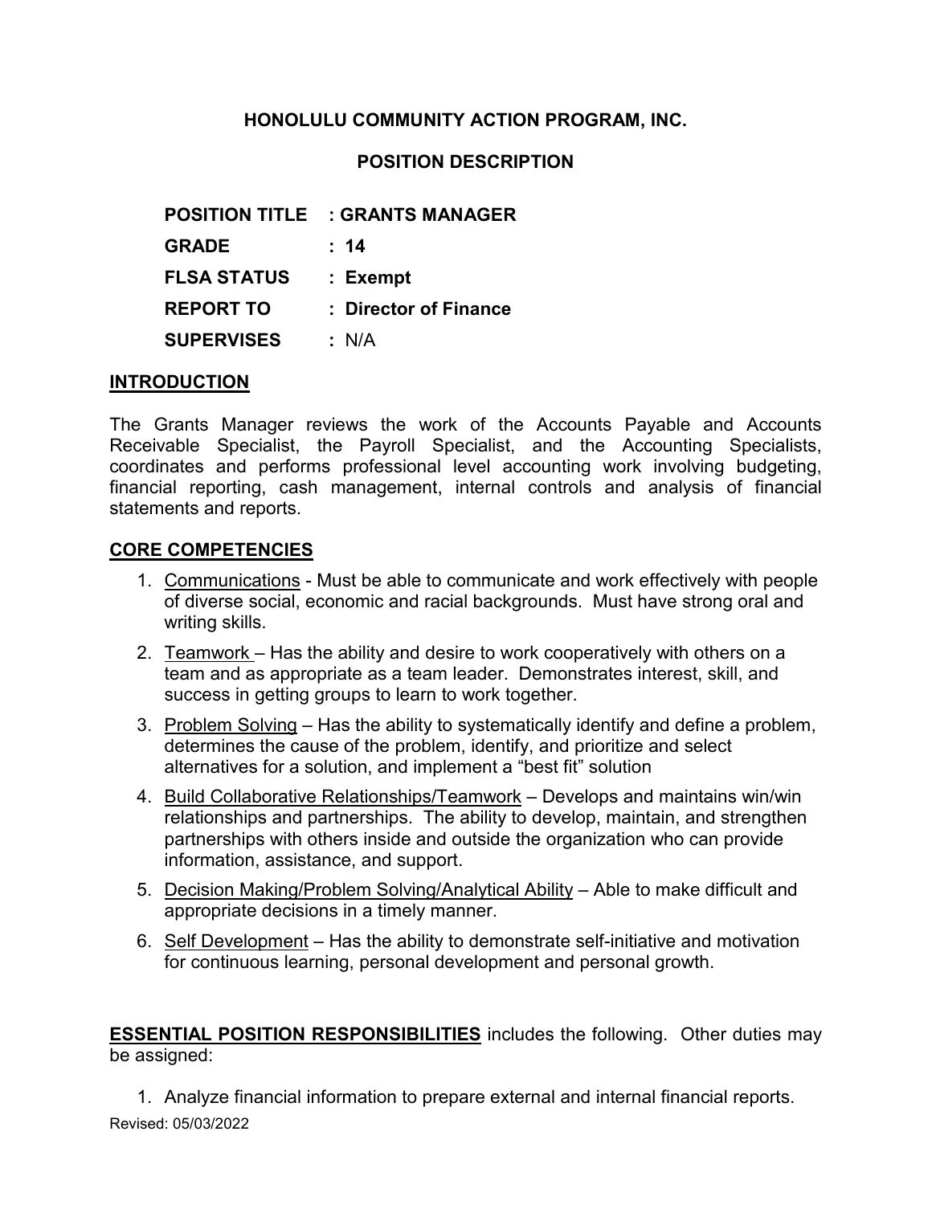# HONOLULU COMMUNITY ACTION PROGRAM, INC.

## POSITION DESCRIPTION

**POSITION TITLE : GRANTS MANAGER**

**GRADE : 14**

**FLSA STATUS : Exempt**

**REPORT TO : Director of Finance**

**SUPERVISES :** N/A

### INTRODUCTION

The Grants Manager reviews the work of the Accounts Payable and Accounts Receivable Specialist, the Payroll Specialist, and the Accounting Specialists, coordinates and performs professional level accounting work involving budgeting, financial reporting, cash management, internal controls and analysis of financial statements and reports.

### CORE COMPETENCIES

1. Communications - Must be able to communicate and work effectively with people of diverse social, economic and racial backgrounds. Must have strong oral and writing skills.
2. Teamwork – Has the ability and desire to work cooperatively with others on a team and as appropriate as a team leader. Demonstrates interest, skill, and success in getting groups to learn to work together.
3. Problem Solving – Has the ability to systematically identify and define a problem, determines the cause of the problem, identify, and prioritize and select alternatives for a solution, and implement a "best fit" solution
4. Build Collaborative Relationships/Teamwork – Develops and maintains win/win relationships and partnerships. The ability to develop, maintain, and strengthen partnerships with others inside and outside the organization who can provide information, assistance, and support.
5. Decision Making/Problem Solving/Analytical Ability – Able to make difficult and appropriate decisions in a timely manner.
6. Self Development – Has the ability to demonstrate self-initiative and motivation for continuous learning, personal development and personal growth.

**ESSENTIAL POSITION RESPONSIBILITIES** includes the following. Other duties may be assigned:

1. Analyze financial information to prepare external and internal financial reports.

Revised: 05/03/2022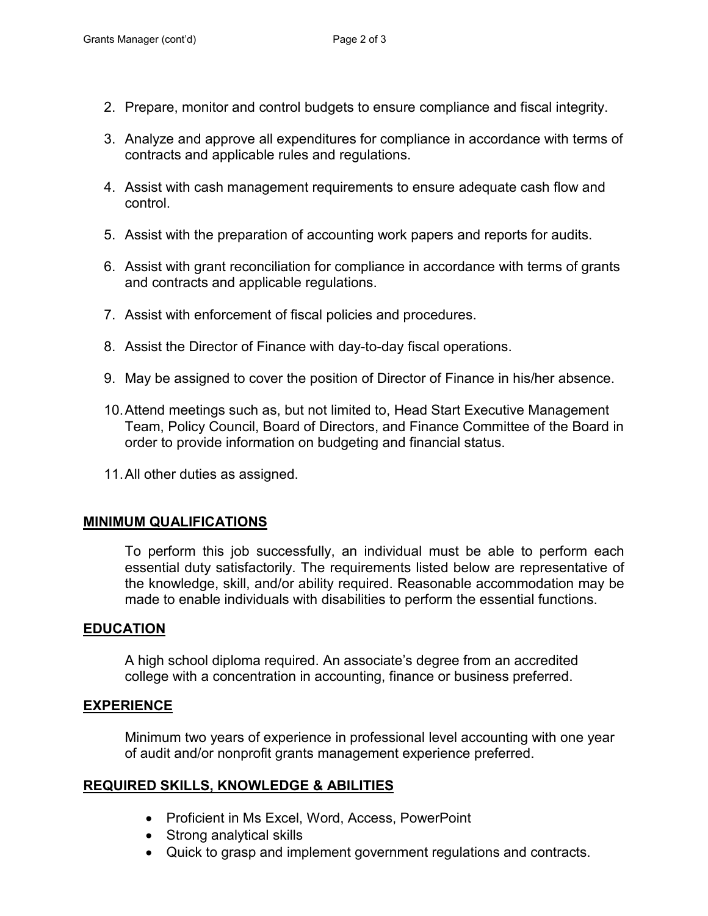2. Prepare, monitor and control budgets to ensure compliance and fiscal integrity.

3. Analyze and approve all expenditures for compliance in accordance with terms of contracts and applicable rules and regulations.

4. Assist with cash management requirements to ensure adequate cash flow and control.

5. Assist with the preparation of accounting work papers and reports for audits.

6. Assist with grant reconciliation for compliance in accordance with terms of grants and contracts and applicable regulations.

7. Assist with enforcement of fiscal policies and procedures.

8. Assist the Director of Finance with day-to-day fiscal operations.

9. May be assigned to cover the position of Director of Finance in his/her absence.

10. Attend meetings such as, but not limited to, Head Start Executive Management Team, Policy Council, Board of Directors, and Finance Committee of the Board in order to provide information on budgeting and financial status.

11. All other duties as assigned.

## MINIMUM QUALIFICATIONS

To perform this job successfully, an individual must be able to perform each essential duty satisfactorily. The requirements listed below are representative of the knowledge, skill, and/or ability required. Reasonable accommodation may be made to enable individuals with disabilities to perform the essential functions.

## EDUCATION

A high school diploma required. An associate's degree from an accredited college with a concentration in accounting, finance or business preferred.

## EXPERIENCE

Minimum two years of experience in professional level accounting with one year of audit and/or nonprofit grants management experience preferred.

## REQUIRED SKILLS, KNOWLEDGE & ABILITIES

- Proficient in Ms Excel, Word, Access, PowerPoint
- Strong analytical skills
- Quick to grasp and implement government regulations and contracts.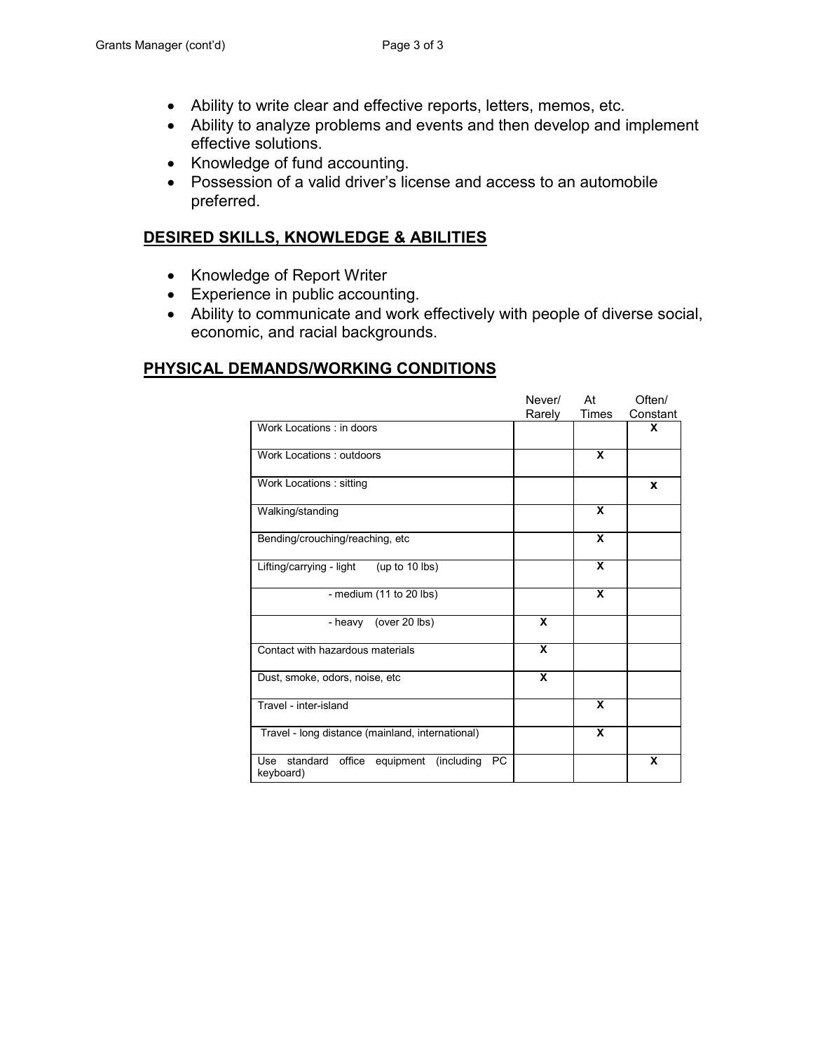- Ability to write clear and effective reports, letters, memos, etc.
- Ability to analyze problems and events and then develop and implement effective solutions.
- Knowledge of fund accounting.
- Possession of a valid driver's license and access to an automobile preferred.

## DESIRED SKILLS, KNOWLEDGE & ABILITIES

- Knowledge of Report Writer
- Experience in public accounting.
- Ability to communicate and work effectively with people of diverse social, economic, and racial backgrounds.

## PHYSICAL DEMANDS/WORKING CONDITIONS

| | Never/ Rarely | At Times | Often/ Constant |
|---|---|---|---|
| Work Locations : in doors | | | X |
| Work Locations : outdoors | | X | |
| Work Locations : sitting | | | x |
| Walking/standing | | X | |
| Bending/crouching/reaching, etc | | X | |
| Lifting/carrying - light (up to 10 lbs) | | X | |
| - medium (11 to 20 lbs) | | X | |
| - heavy (over 20 lbs) | X | | |
| Contact with hazardous materials | X | | |
| Dust, smoke, odors, noise, etc | X | | |
| Travel - inter-island | | X | |
| Travel - long distance (mainland, international) | | X | |
| Use standard office equipment (including PC keyboard) | | | X |